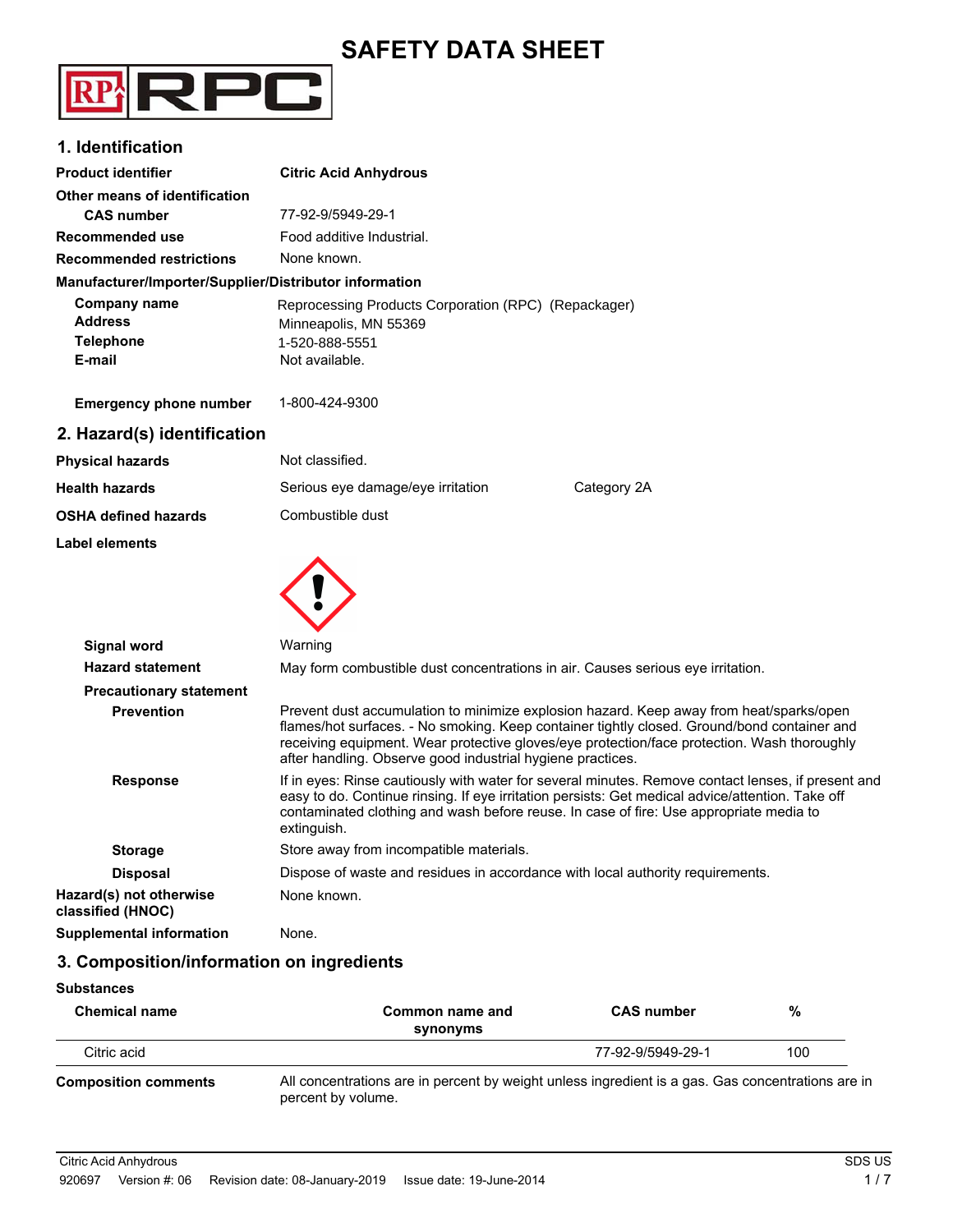# SAFETY DATA SHEET

## 1. Identification

**Product identifier** Citric Acid Anhydrous

**Other means of identification**

**CAS number** 77-92-9/5949-29-1

**Recommended use** Food additive Industrial.

**Recommended restrictions** None known.

**Manufacturer/Importer/Supplier/Distributor information**

**Company name** Reprocessing Products Corporation (RPC) (Repackager)

**Address** Minneapolis, MN 55369

**Telephone** 1-520-888-5551

**E-mail** Not available.

**Emergency phone number** 1-800-424-9300

## 2. Hazard(s) identification

**Physical hazards** Not classified.

**Health hazards** Serious eye damage/eye irritation Category 2A

**OSHA defined hazards** Combustible dust

**Label elements**

**Signal word** Warning

**Hazard statement** May form combustible dust concentrations in air. Causes serious eye irritation.

**Precautionary statement**

**Prevention** Prevent dust accumulation to minimize explosion hazard. Keep away from heat/sparks/open flames/hot surfaces. - No smoking. Keep container tightly closed. Ground/bond container and receiving equipment. Wear protective gloves/eye protection/face protection. Wash thoroughly after handling. Observe good industrial hygiene practices.

**Response** If in eyes: Rinse cautiously with water for several minutes. Remove contact lenses, if present and easy to do. Continue rinsing. If eye irritation persists: Get medical advice/attention. Take off contaminated clothing and wash before reuse. In case of fire: Use appropriate media to extinguish.

**Storage** Store away from incompatible materials.

**Disposal** Dispose of waste and residues in accordance with local authority requirements.

**Hazard(s) not otherwise classified (HNOC)** None known.

**Supplemental information** None.

## 3. Composition/information on ingredients

**Substances**

| Chemical name | Common name and synonyms | CAS number | % |
|---|---|---|---|
| Citric acid | | 77-92-9/5949-29-1 | 100 |

**Composition comments** All concentrations are in percent by weight unless ingredient is a gas. Gas concentrations are in percent by volume.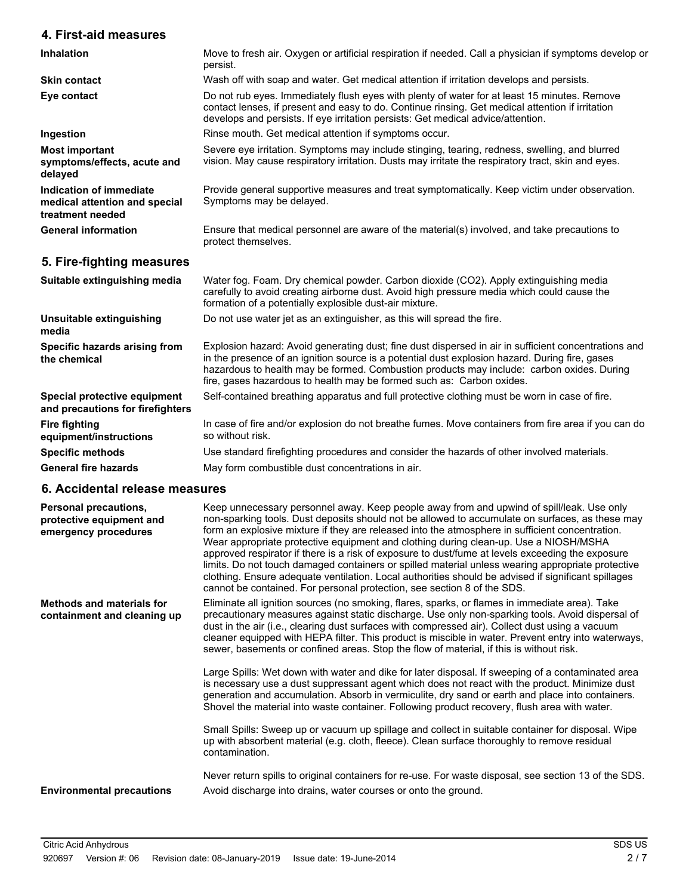## 4. First-aid measures

| | |
|---|---|
| **Inhalation** | Move to fresh air. Oxygen or artificial respiration if needed. Call a physician if symptoms develop or persist. |
| **Skin contact** | Wash off with soap and water. Get medical attention if irritation develops and persists. |
| **Eye contact** | Do not rub eyes. Immediately flush eyes with plenty of water for at least 15 minutes. Remove contact lenses, if present and easy to do. Continue rinsing. Get medical attention if irritation develops and persists. If eye irritation persists: Get medical advice/attention. |
| **Ingestion** | Rinse mouth. Get medical attention if symptoms occur. |
| **Most important symptoms/effects, acute and delayed** | Severe eye irritation. Symptoms may include stinging, tearing, redness, swelling, and blurred vision. May cause respiratory irritation. Dusts may irritate the respiratory tract, skin and eyes. |
| **Indication of immediate medical attention and special treatment needed** | Provide general supportive measures and treat symptomatically. Keep victim under observation. Symptoms may be delayed. |
| **General information** | Ensure that medical personnel are aware of the material(s) involved, and take precautions to protect themselves. |

## 5. Fire-fighting measures

| | |
|---|---|
| **Suitable extinguishing media** | Water fog. Foam. Dry chemical powder. Carbon dioxide ($CO_2$). Apply extinguishing media carefully to avoid creating airborne dust. Avoid high pressure media which could cause the formation of a potentially explosible dust-air mixture. |
| **Unsuitable extinguishing media** | Do not use water jet as an extinguisher, as this will spread the fire. |
| **Specific hazards arising from the chemical** | Explosion hazard: Avoid generating dust; fine dust dispersed in air in sufficient concentrations and in the presence of an ignition source is a potential dust explosion hazard. During fire, gases hazardous to health may be formed. Combustion products may include: carbon oxides. During fire, gases hazardous to health may be formed such as: Carbon oxides. |
| **Special protective equipment and precautions for firefighters** | Self-contained breathing apparatus and full protective clothing must be worn in case of fire. |
| **Fire fighting equipment/instructions** | In case of fire and/or explosion do not breathe fumes. Move containers from fire area if you can do so without risk. |
| **Specific methods** | Use standard firefighting procedures and consider the hazards of other involved materials. |
| **General fire hazards** | May form combustible dust concentrations in air. |

## 6. Accidental release measures

| | |
|---|---|
| **Personal precautions, protective equipment and emergency procedures** | Keep unnecessary personnel away. Keep people away from and upwind of spill/leak. Use only non-sparking tools. Dust deposits should not be allowed to accumulate on surfaces, as these may form an explosive mixture if they are released into the atmosphere in sufficient concentration. Wear appropriate protective equipment and clothing during clean-up. Use a NIOSH/MSHA approved respirator if there is a risk of exposure to dust/fume at levels exceeding the exposure limits. Do not touch damaged containers or spilled material unless wearing appropriate protective clothing. Ensure adequate ventilation. Local authorities should be advised if significant spillages cannot be contained. For personal protection, see section 8 of the SDS. |
| **Methods and materials for containment and cleaning up** | Eliminate all ignition sources (no smoking, flares, sparks, or flames in immediate area). Take precautionary measures against static discharge. Use only non-sparking tools. Avoid dispersal of dust in the air (i.e., clearing dust surfaces with compressed air). Collect dust using a vacuum cleaner equipped with HEPA filter. This product is miscible in water. Prevent entry into waterways, sewer, basements or confined areas. Stop the flow of material, if this is without risk.<br><br>Large Spills: Wet down with water and dike for later disposal. If sweeping of a contaminated area is necessary use a dust suppressant agent which does not react with the product. Minimize dust generation and accumulation. Absorb in vermiculite, dry sand or earth and place into containers. Shovel the material into waste container. Following product recovery, flush area with water.<br><br>Small Spills: Sweep up or vacuum up spillage and collect in suitable container for disposal. Wipe up with absorbent material (e.g. cloth, fleece). Clean surface thoroughly to remove residual contamination.<br><br>Never return spills to original containers for re-use. For waste disposal, see section 13 of the SDS. |
| **Environmental precautions** | Avoid discharge into drains, water courses or onto the ground. |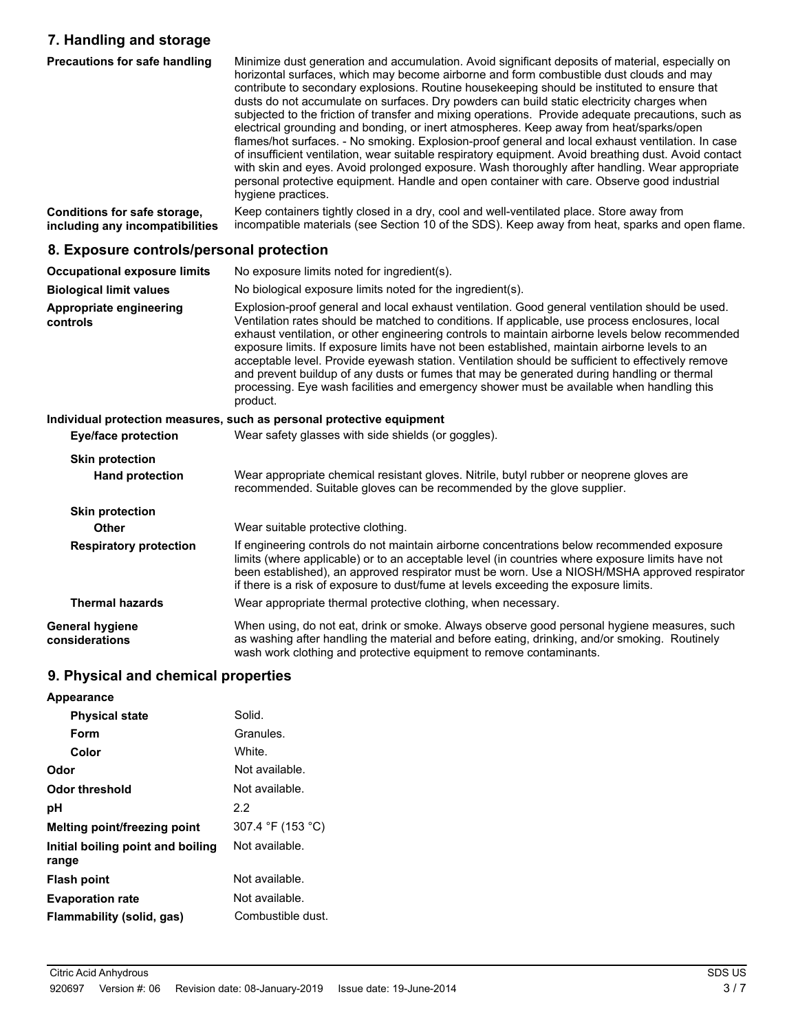## 7. Handling and storage

**Precautions for safe handling**

Minimize dust generation and accumulation. Avoid significant deposits of material, especially on horizontal surfaces, which may become airborne and form combustible dust clouds and may contribute to secondary explosions. Routine housekeeping should be instituted to ensure that dusts do not accumulate on surfaces. Dry powders can build static electricity charges when subjected to the friction of transfer and mixing operations. Provide adequate precautions, such as electrical grounding and bonding, or inert atmospheres. Keep away from heat/sparks/open flames/hot surfaces. - No smoking. Explosion-proof general and local exhaust ventilation. In case of insufficient ventilation, wear suitable respiratory equipment. Avoid breathing dust. Avoid contact with skin and eyes. Avoid prolonged exposure. Wash thoroughly after handling. Wear appropriate personal protective equipment. Handle and open container with care. Observe good industrial hygiene practices.

**Conditions for safe storage, including any incompatibilities**

Keep containers tightly closed in a dry, cool and well-ventilated place. Store away from incompatible materials (see Section 10 of the SDS). Keep away from heat, sparks and open flame.

## 8. Exposure controls/personal protection

**Occupational exposure limits**

No exposure limits noted for ingredient(s).

**Biological limit values**

No biological exposure limits noted for the ingredient(s).

**Appropriate engineering controls**

Explosion-proof general and local exhaust ventilation. Good general ventilation should be used. Ventilation rates should be matched to conditions. If applicable, use process enclosures, local exhaust ventilation, or other engineering controls to maintain airborne levels below recommended exposure limits. If exposure limits have not been established, maintain airborne levels to an acceptable level. Provide eyewash station. Ventilation should be sufficient to effectively remove and prevent buildup of any dusts or fumes that may be generated during handling or thermal processing. Eye wash facilities and emergency shower must be available when handling this product.

**Individual protection measures, such as personal protective equipment**

**Eye/face protection**

Wear safety glasses with side shields (or goggles).

**Skin protection**

**Hand protection**

Wear appropriate chemical resistant gloves. Nitrile, butyl rubber or neoprene gloves are recommended. Suitable gloves can be recommended by the glove supplier.

**Skin protection**

**Other**

Wear suitable protective clothing.

**Respiratory protection**

If engineering controls do not maintain airborne concentrations below recommended exposure limits (where applicable) or to an acceptable level (in countries where exposure limits have not been established), an approved respirator must be worn. Use a NIOSH/MSHA approved respirator if there is a risk of exposure to dust/fume at levels exceeding the exposure limits.

**Thermal hazards**

Wear appropriate thermal protective clothing, when necessary.

**General hygiene considerations**

When using, do not eat, drink or smoke. Always observe good personal hygiene measures, such as washing after handling the material and before eating, drinking, and/or smoking. Routinely wash work clothing and protective equipment to remove contaminants.

## 9. Physical and chemical properties

**Appearance**

| | |
|---|---|
| **Physical state** | Solid. |
| **Form** | Granules. |
| **Color** | White. |
| **Odor** | Not available. |
| **Odor threshold** | Not available. |
| **pH** | 2.2 |
| **Melting point/freezing point** | 307.4 °F (153 °C) |
| **Initial boiling point and boiling range** | Not available. |
| **Flash point** | Not available. |
| **Evaporation rate** | Not available. |
| **Flammability (solid, gas)** | Combustible dust. |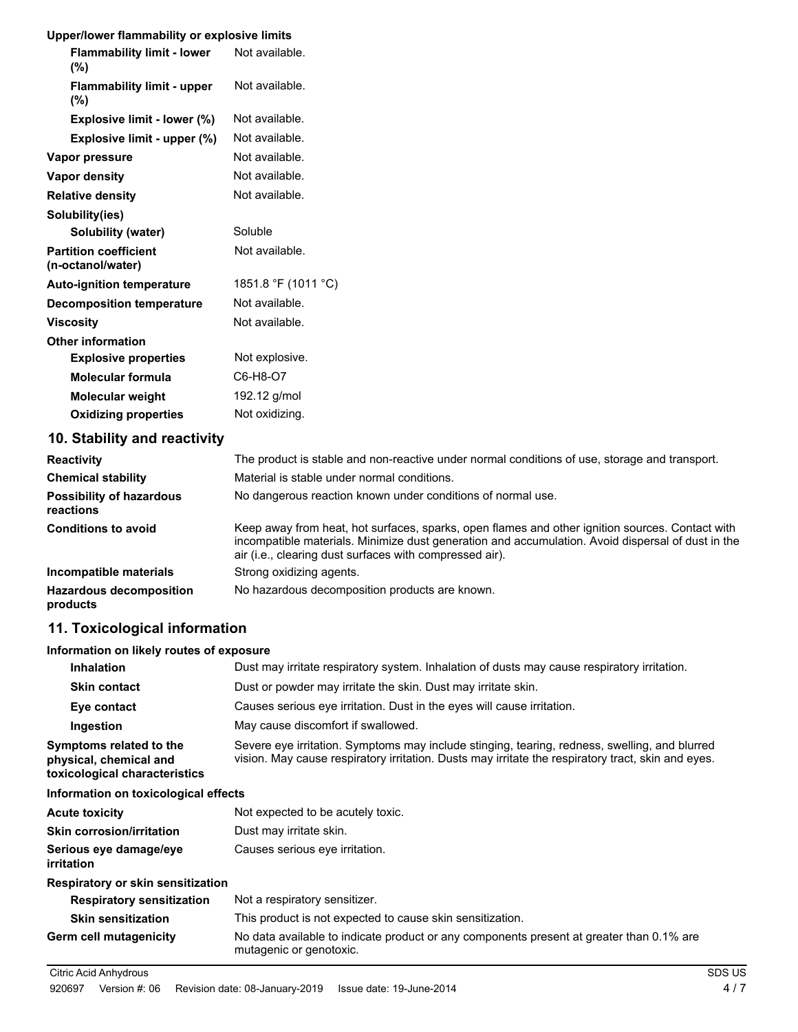**Upper/lower flammability or explosive limits**

| | |
|---|---|
| **Flammability limit - lower (%)** | Not available. |
| **Flammability limit - upper (%)** | Not available. |
| **Explosive limit - lower (%)** | Not available. |
| **Explosive limit - upper (%)** | Not available. |
| **Vapor pressure** | Not available. |
| **Vapor density** | Not available. |
| **Relative density** | Not available. |
| **Solubility(ies)** | |
| **Solubility (water)** | Soluble |
| **Partition coefficient (n-octanol/water)** | Not available. |
| **Auto-ignition temperature** | 1851.8 °F (1011 °C) |
| **Decomposition temperature** | Not available. |
| **Viscosity** | Not available. |
| **Other information** | |
| **Explosive properties** | Not explosive. |
| **Molecular formula** | C6-H8-O7 |
| **Molecular weight** | 192.12 g/mol |
| **Oxidizing properties** | Not oxidizing. |

## 10. Stability and reactivity

| | |
|---|---|
| **Reactivity** | The product is stable and non-reactive under normal conditions of use, storage and transport. |
| **Chemical stability** | Material is stable under normal conditions. |
| **Possibility of hazardous reactions** | No dangerous reaction known under conditions of normal use. |
| **Conditions to avoid** | Keep away from heat, hot surfaces, sparks, open flames and other ignition sources. Contact with incompatible materials. Minimize dust generation and accumulation. Avoid dispersal of dust in the air (i.e., clearing dust surfaces with compressed air). |
| **Incompatible materials** | Strong oxidizing agents. |
| **Hazardous decomposition products** | No hazardous decomposition products are known. |

## 11. Toxicological information

**Information on likely routes of exposure**

| | |
|---|---|
| **Inhalation** | Dust may irritate respiratory system. Inhalation of dusts may cause respiratory irritation. |
| **Skin contact** | Dust or powder may irritate the skin. Dust may irritate skin. |
| **Eye contact** | Causes serious eye irritation. Dust in the eyes will cause irritation. |
| **Ingestion** | May cause discomfort if swallowed. |
| **Symptoms related to the physical, chemical and toxicological characteristics** | Severe eye irritation. Symptoms may include stinging, tearing, redness, swelling, and blurred vision. May cause respiratory irritation. Dusts may irritate the respiratory tract, skin and eyes. |

**Information on toxicological effects**

| | |
|---|---|
| **Acute toxicity** | Not expected to be acutely toxic. |
| **Skin corrosion/irritation** | Dust may irritate skin. |
| **Serious eye damage/eye irritation** | Causes serious eye irritation. |
| **Respiratory or skin sensitization** | |
| **Respiratory sensitization** | Not a respiratory sensitizer. |
| **Skin sensitization** | This product is not expected to cause skin sensitization. |
| **Germ cell mutagenicity** | No data available to indicate product or any components present at greater than 0.1% are mutagenic or genotoxic. |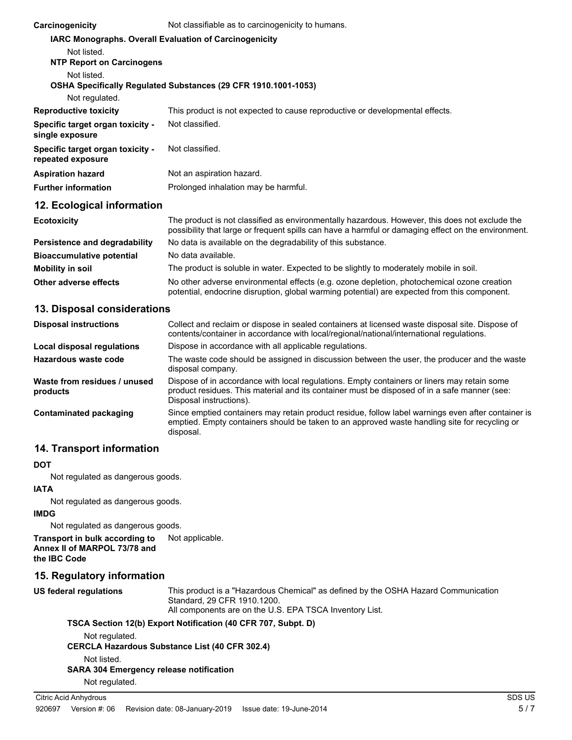| | |
|---|---|
| **Carcinogenicity** | Not classifiable as to carcinogenicity to humans. |

**IARC Monographs. Overall Evaluation of Carcinogenicity**

Not listed.

**NTP Report on Carcinogens**

Not listed.

**OSHA Specifically Regulated Substances (29 CFR 1910.1001-1053)**

Not regulated.

| | |
|---|---|
| **Reproductive toxicity** | This product is not expected to cause reproductive or developmental effects. |
| **Specific target organ toxicity - single exposure** | Not classified. |
| **Specific target organ toxicity - repeated exposure** | Not classified. |
| **Aspiration hazard** | Not an aspiration hazard. |
| **Further information** | Prolonged inhalation may be harmful. |

## 12. Ecological information

| | |
|---|---|
| **Ecotoxicity** | The product is not classified as environmentally hazardous. However, this does not exclude the possibility that large or frequent spills can have a harmful or damaging effect on the environment. |
| **Persistence and degradability** | No data is available on the degradability of this substance. |
| **Bioaccumulative potential** | No data available. |
| **Mobility in soil** | The product is soluble in water. Expected to be slightly to moderately mobile in soil. |
| **Other adverse effects** | No other adverse environmental effects (e.g. ozone depletion, photochemical ozone creation potential, endocrine disruption, global warming potential) are expected from this component. |

## 13. Disposal considerations

| | |
|---|---|
| **Disposal instructions** | Collect and reclaim or dispose in sealed containers at licensed waste disposal site. Dispose of contents/container in accordance with local/regional/national/international regulations. |
| **Local disposal regulations** | Dispose in accordance with all applicable regulations. |
| **Hazardous waste code** | The waste code should be assigned in discussion between the user, the producer and the waste disposal company. |
| **Waste from residues / unused products** | Dispose of in accordance with local regulations. Empty containers or liners may retain some product residues. This material and its container must be disposed of in a safe manner (see: Disposal instructions). |
| **Contaminated packaging** | Since emptied containers may retain product residue, follow label warnings even after container is emptied. Empty containers should be taken to an approved waste handling site for recycling or disposal. |

## 14. Transport information

**DOT**

Not regulated as dangerous goods.

**IATA**

Not regulated as dangerous goods.

**IMDG**

Not regulated as dangerous goods.

| | |
|---|---|
| **Transport in bulk according to Annex II of MARPOL 73/78 and the IBC Code** | Not applicable. |

## 15. Regulatory information

| | |
|---|---|
| **US federal regulations** | This product is a "Hazardous Chemical" as defined by the OSHA Hazard Communication Standard, 29 CFR 1910.1200.<br>All components are on the U.S. EPA TSCA Inventory List. |

**TSCA Section 12(b) Export Notification (40 CFR 707, Subpt. D)**

Not regulated.

**CERCLA Hazardous Substance List (40 CFR 302.4)**

Not listed.

**SARA 304 Emergency release notification**

Not regulated.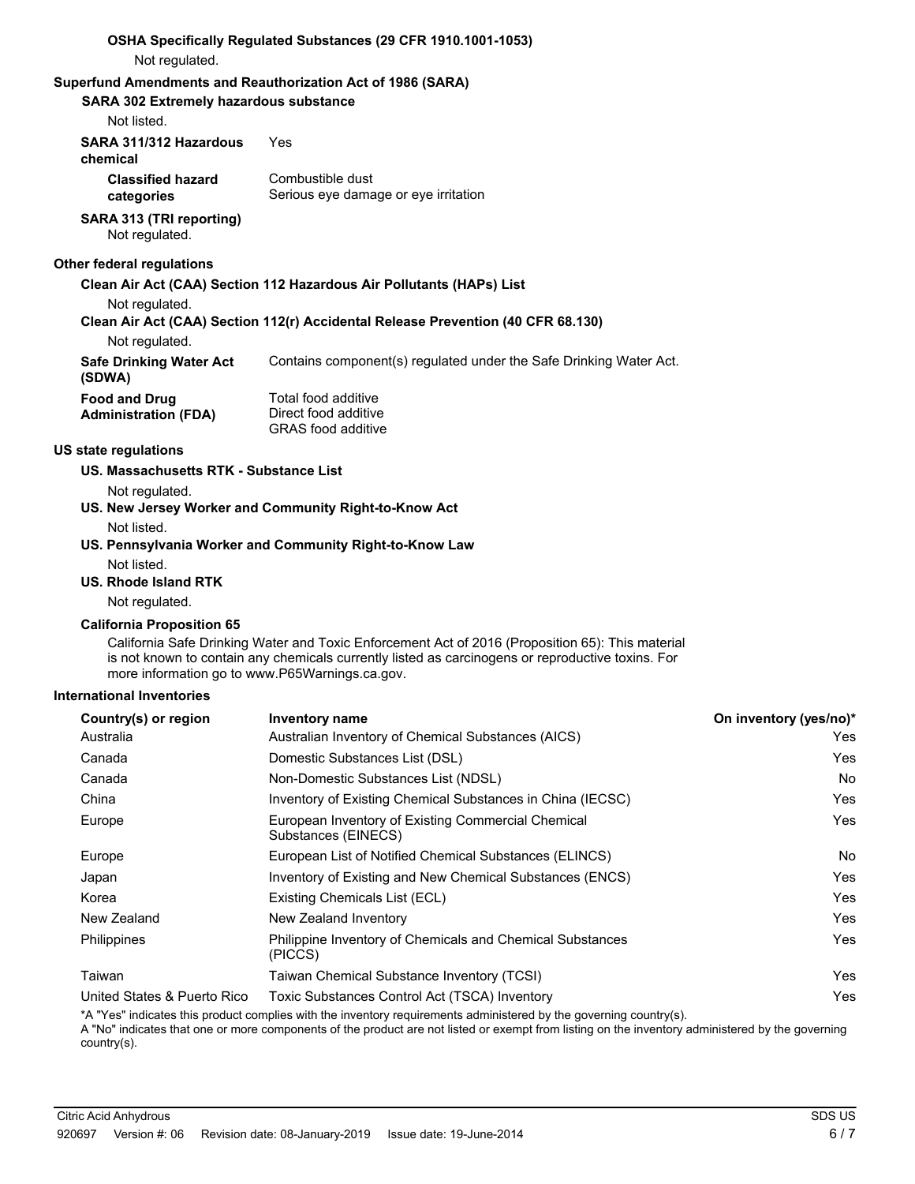**OSHA Specifically Regulated Substances (29 CFR 1910.1001-1053)**

Not regulated.

**Superfund Amendments and Reauthorization Act of 1986 (SARA)**

**SARA 302 Extremely hazardous substance**

Not listed.

**SARA 311/312 Hazardous chemical** Yes

**Classified hazard categories** Combustible dust
Serious eye damage or eye irritation

**SARA 313 (TRI reporting)**

Not regulated.

**Other federal regulations**

**Clean Air Act (CAA) Section 112 Hazardous Air Pollutants (HAPs) List**

Not regulated.

**Clean Air Act (CAA) Section 112(r) Accidental Release Prevention (40 CFR 68.130)**

Not regulated.

**Safe Drinking Water Act (SDWA)** Contains component(s) regulated under the Safe Drinking Water Act.

**Food and Drug Administration (FDA)** Total food additive
Direct food additive
GRAS food additive

**US state regulations**

**US. Massachusetts RTK - Substance List**

Not regulated.

**US. New Jersey Worker and Community Right-to-Know Act**

Not listed.

**US. Pennsylvania Worker and Community Right-to-Know Law**

Not listed.

**US. Rhode Island RTK**

Not regulated.

**California Proposition 65**

California Safe Drinking Water and Toxic Enforcement Act of 2016 (Proposition 65): This material is not known to contain any chemicals currently listed as carcinogens or reproductive toxins. For more information go to www.P65Warnings.ca.gov.

**International Inventories**

| Country(s) or region | Inventory name | On inventory (yes/no)* |
|---|---|---|
| Australia | Australian Inventory of Chemical Substances (AICS) | Yes |
| Canada | Domestic Substances List (DSL) | Yes |
| Canada | Non-Domestic Substances List (NDSL) | No |
| China | Inventory of Existing Chemical Substances in China (IECSC) | Yes |
| Europe | European Inventory of Existing Commercial Chemical Substances (EINECS) | Yes |
| Europe | European List of Notified Chemical Substances (ELINCS) | No |
| Japan | Inventory of Existing and New Chemical Substances (ENCS) | Yes |
| Korea | Existing Chemicals List (ECL) | Yes |
| New Zealand | New Zealand Inventory | Yes |
| Philippines | Philippine Inventory of Chemicals and Chemical Substances (PICCS) | Yes |
| Taiwan | Taiwan Chemical Substance Inventory (TCSI) | Yes |
| United States & Puerto Rico | Toxic Substances Control Act (TSCA) Inventory | Yes |

*A "Yes" indicates this product complies with the inventory requirements administered by the governing country(s).
A "No" indicates that one or more components of the product are not listed or exempt from listing on the inventory administered by the governing country(s).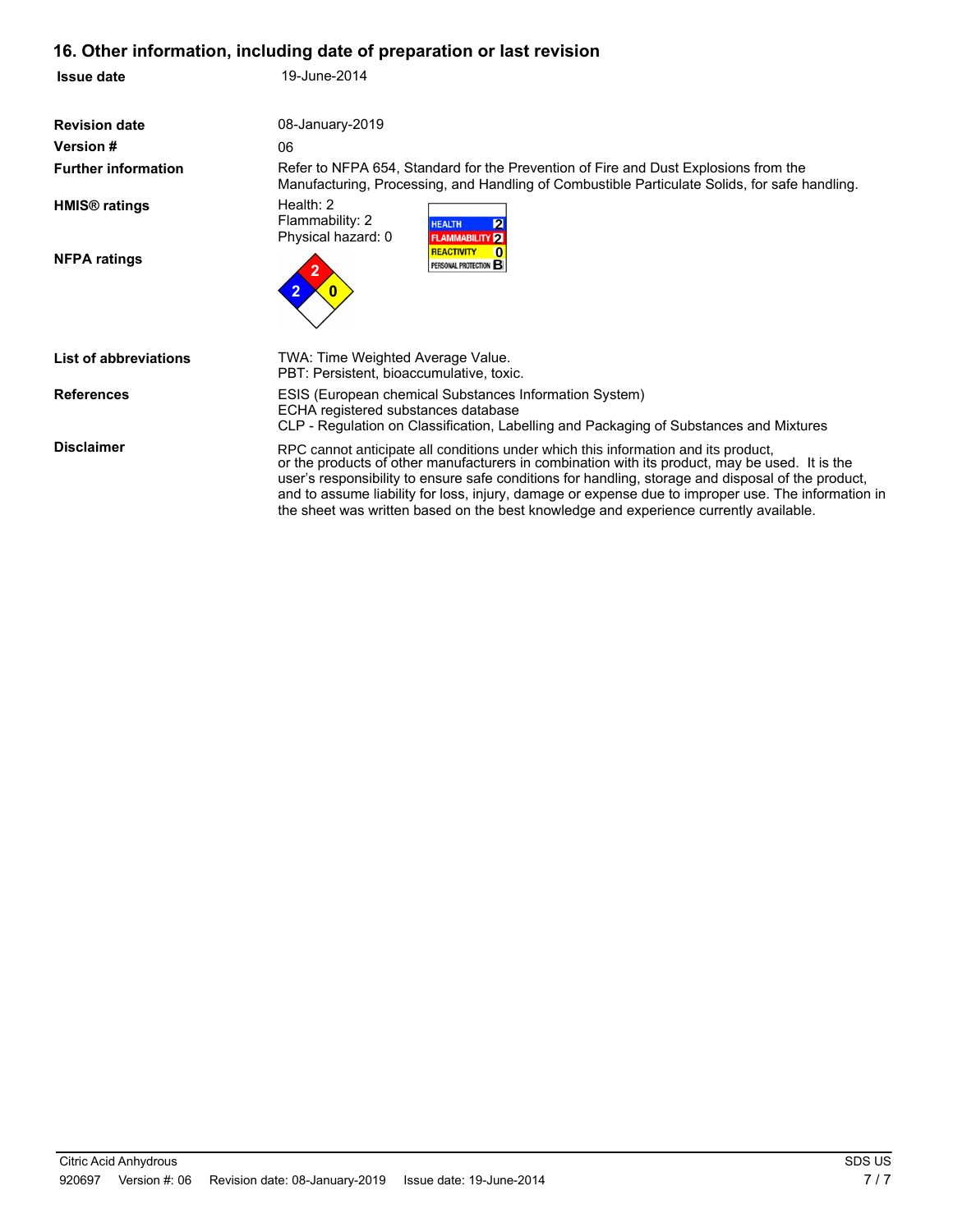## 16. Other information, including date of preparation or last revision

**Issue date** 19-June-2014

**Revision date** 08-January-2019

**Version #** 06

**Further information** Refer to NFPA 654, Standard for the Prevention of Fire and Dust Explosions from the Manufacturing, Processing, and Handling of Combustible Particulate Solids, for safe handling.

**HMIS® ratings**
Health: 2
Flammability: 2
Physical hazard: 0

HEALTH 2
FLAMMABILITY 2
REACTIVITY 0
PERSONAL PROTECTION B

**NFPA ratings**

2
2 0

**List of abbreviations**
TWA: Time Weighted Average Value.
PBT: Persistent, bioaccumulative, toxic.

**References**
ESIS (European chemical Substances Information System)
ECHA registered substances database
CLP - Regulation on Classification, Labelling and Packaging of Substances and Mixtures

**Disclaimer** RPC cannot anticipate all conditions under which this information and its product, or the products of other manufacturers in combination with its product, may be used. It is the user's responsibility to ensure safe conditions for handling, storage and disposal of the product, and to assume liability for loss, injury, damage or expense due to improper use. The information in the sheet was written based on the best knowledge and experience currently available.